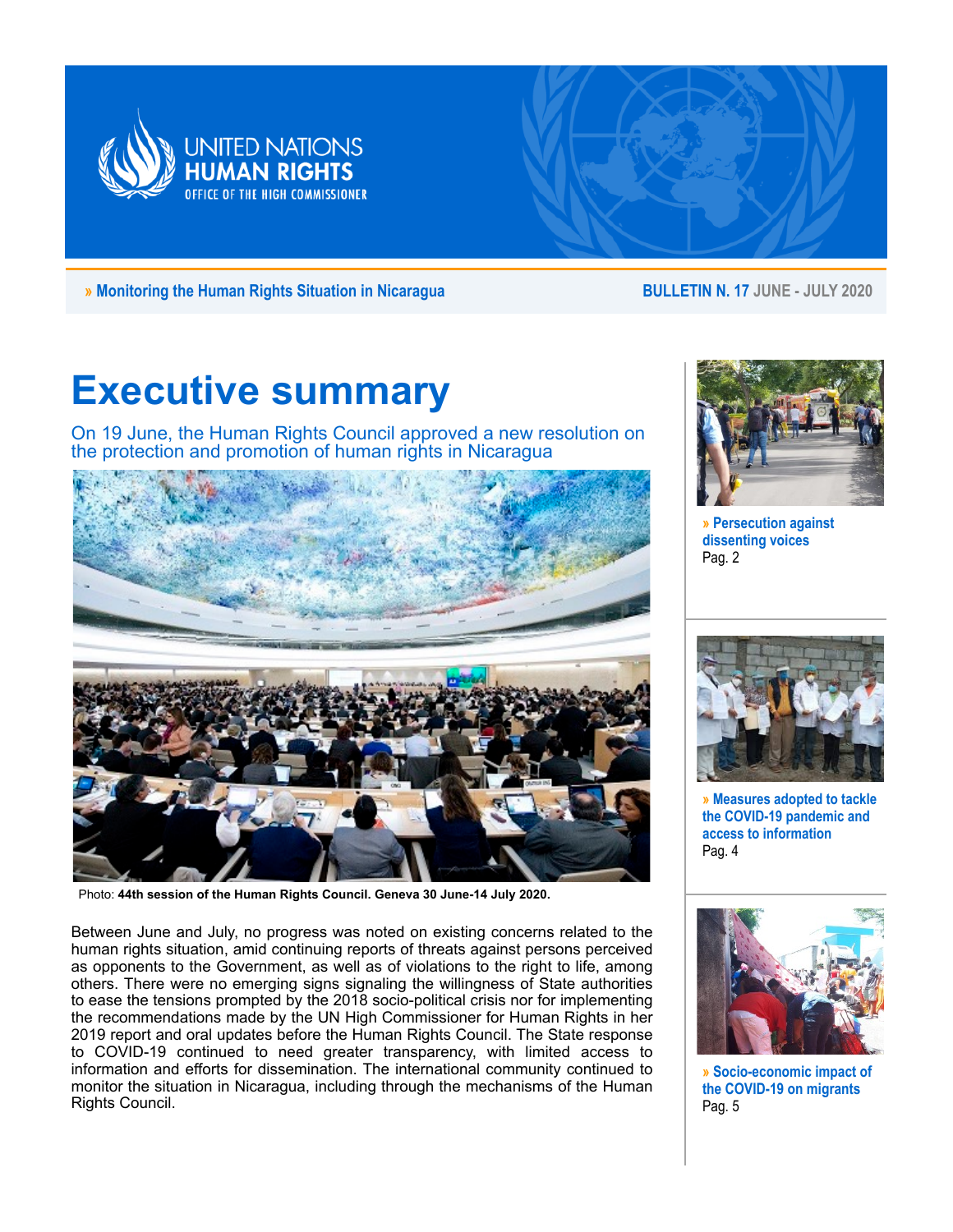UNITED NATIONS
HUMAN RIGHTS
OFFICE OF THE HIGH COMMISSIONER

» Monitoring the Human Rights Situation in Nicaragua

**BULLETIN N. 17** JUNE - JULY 2020

# Executive summary

## On 19 June, the Human Rights Council approved a new resolution on the protection and promotion of human rights in Nicaragua

Photo: **44th session of the Human Rights Council. Geneva 30 June-14 July 2020.**

Between June and July, no progress was noted on existing concerns related to the human rights situation, amid continuing reports of threats against persons perceived as opponents to the Government, as well as of violations to the right to life, among others. There were no emerging signs signaling the willingness of State authorities to ease the tensions prompted by the 2018 socio-political crisis nor for implementing the recommendations made by the UN High Commissioner for Human Rights in her 2019 report and oral updates before the Human Rights Council. The State response to COVID-19 continued to need greater transparency, with limited access to information and efforts for dissemination. The international community continued to monitor the situation in Nicaragua, including through the mechanisms of the Human Rights Council.

**» Persecution against dissenting voices**
Pag. 2

**» Measures adopted to tackle the COVID-19 pandemic and access to information**
Pag. 4

**» Socio-economic impact of the COVID-19 on migrants**
Pag. 5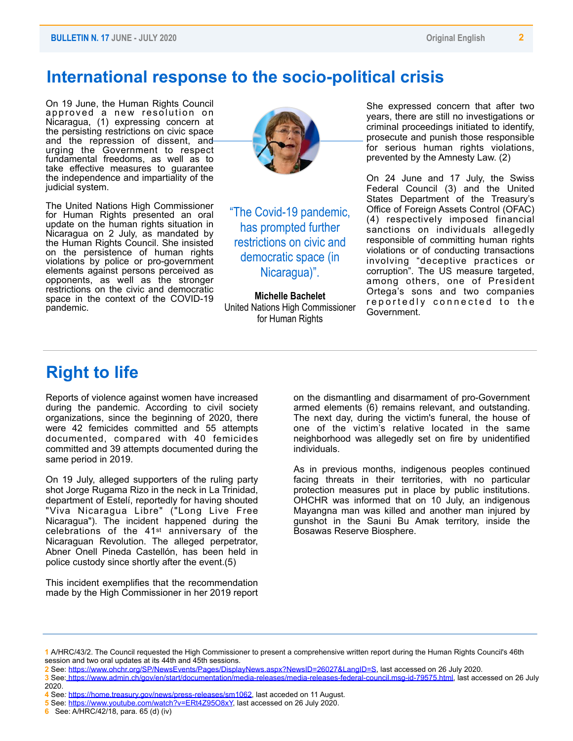## International response to the socio-political crisis

On 19 June, the Human Rights Council approved a new resolution on Nicaragua, (1) expressing concern at the persisting restrictions on civic space and the repression of dissent, and urging the Government to respect fundamental freedoms, as well as to take effective measures to guarantee the independence and impartiality of the judicial system.

The United Nations High Commissioner for Human Rights presented an oral update on the human rights situation in Nicaragua on 2 July, as mandated by the Human Rights Council. She insisted on the persistence of human rights violations by police or pro-government elements against persons perceived as opponents, as well as the stronger restrictions on the civic and democratic space in the context of the COVID-19 pandemic.

> "The Covid-19 pandemic, has prompted further restrictions on civic and democratic space (in Nicaragua)".
>
> **Michelle Bachelet**
> United Nations High Commissioner for Human Rights

She expressed concern that after two years, there are still no investigations or criminal proceedings initiated to identify, prosecute and punish those responsible for serious human rights violations, prevented by the Amnesty Law. (2)

On 24 June and 17 July, the Swiss Federal Council (3) and the United States Department of the Treasury's Office of Foreign Assets Control (OFAC) (4) respectively imposed financial sanctions on individuals allegedly responsible of committing human rights violations or of conducting transactions involving "deceptive practices or corruption". The US measure targeted, among others, one of President Ortega's sons and two companies reportedly connected to the Government.

## Right to life

Reports of violence against women have increased during the pandemic. According to civil society organizations, since the beginning of 2020, there were 42 femicides committed and 55 attempts documented, compared with 40 femicides committed and 39 attempts documented during the same period in 2019.

On 19 July, alleged supporters of the ruling party shot Jorge Rugama Rizo in the neck in La Trinidad, department of Estelí, reportedly for having shouted "Viva Nicaragua Libre" ("Long Live Free Nicaragua"). The incident happened during the celebrations of the 41st anniversary of the Nicaraguan Revolution. The alleged perpetrator, Abner Onell Pineda Castellón, has been held in police custody since shortly after the event.(5)

This incident exemplifies that the recommendation made by the High Commissioner in her 2019 report on the dismantling and disarmament of pro-Government armed elements (6) remains relevant, and outstanding. The next day, during the victim's funeral, the house of one of the victim's relative located in the same neighborhood was allegedly set on fire by unidentified individuals.

As in previous months, indigenous peoples continued facing threats in their territories, with no particular protection measures put in place by public institutions. OHCHR was informed that on 10 July, an indigenous Mayangna man was killed and another man injured by gunshot in the Sauni Bu Amak territory, inside the Bosawas Reserve Biosphere.

---

1 A/HRC/43/2. The Council requested the High Commissioner to present a comprehensive written report during the Human Rights Council's 46th session and two oral updates at its 44th and 45th sessions.
2 See: https://www.ohchr.org/SP/NewsEvents/Pages/DisplayNews.aspx?NewsID=26027&LangID=S, last accessed on 26 July 2020.
3 See: https://www.admin.ch/gov/en/start/documentation/media-releases/media-releases-federal-council.msg-id-79575.html, last accessed on 26 July 2020.
4 See: https://home.treasury.gov/news/press-releases/sm1062, last acceded on 11 August.
5 See: https://www.youtube.com/watch?v=ERt4Z95O8xY, last accessed on 26 July 2020.
6 See: A/HRC/42/18, para. 65 (d) (iv)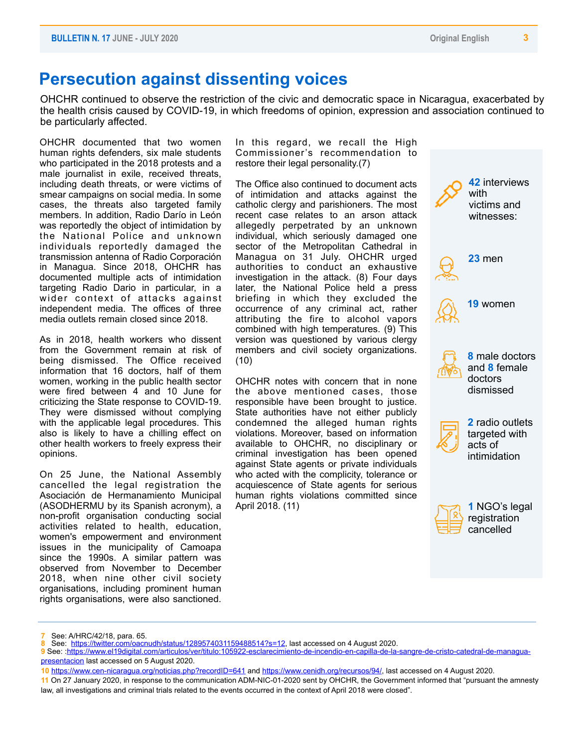# Persecution against dissenting voices

OHCHR continued to observe the restriction of the civic and democratic space in Nicaragua, exacerbated by the health crisis caused by COVID-19, in which freedoms of opinion, expression and association continued to be particularly affected.

OHCHR documented that two women human rights defenders, six male students who participated in the 2018 protests and a male journalist in exile, received threats, including death threats, or were victims of smear campaigns on social media. In some cases, the threats also targeted family members. In addition, Radio Darío in León was reportedly the object of intimidation by the National Police and unknown individuals reportedly damaged the transmission antenna of Radio Corporación in Managua. Since 2018, OHCHR has documented multiple acts of intimidation targeting Radio Dario in particular, in a wider context of attacks against independent media. The offices of three media outlets remain closed since 2018.

As in 2018, health workers who dissent from the Government remain at risk of being dismissed. The Office received information that 16 doctors, half of them women, working in the public health sector were fired between 4 and 10 June for criticizing the State response to COVID-19. They were dismissed without complying with the applicable legal procedures. This also is likely to have a chilling effect on other health workers to freely express their opinions.

On 25 June, the National Assembly cancelled the legal registration the Asociación de Hermanamiento Municipal (ASODHERMU by its Spanish acronym), a non-profit organisation conducting social activities related to health, education, women's empowerment and environment issues in the municipality of Camoapa since the 1990s. A similar pattern was observed from November to December 2018, when nine other civil society organisations, including prominent human rights organisations, were also sanctioned. In this regard, we recall the High Commissioner's recommendation to restore their legal personality.(7)

The Office also continued to document acts of intimidation and attacks against the catholic clergy and parishioners. The most recent case relates to an arson attack allegedly perpetrated by an unknown individual, which seriously damaged one sector of the Metropolitan Cathedral in Managua on 31 July. OHCHR urged authorities to conduct an exhaustive investigation in the attack. (8) Four days later, the National Police held a press briefing in which they excluded the occurrence of any criminal act, rather attributing the fire to alcohol vapors combined with high temperatures. (9) This version was questioned by various clergy members and civil society organizations. (10)

OHCHR notes with concern that in none the above mentioned cases, those responsible have been brought to justice. State authorities have not either publicly condemned the alleged human rights violations. Moreover, based on information available to OHCHR, no disciplinary or criminal investigation has been opened against State agents or private individuals who acted with the complicity, tolerance or acquiescence of State agents for serious human rights violations committed since April 2018. (11)

**42** interviews with victims and witnesses:

**23** men

**19** women

**8** male doctors and **8** female doctors dismissed

**2** radio outlets targeted with acts of intimidation

**1** NGO's legal registration cancelled

---

7 See: A/HRC/42/18, para. 65.

8 See: https://twitter.com/oacnudh/status/1289574031159488514?s=12, last accessed on 4 August 2020.

9 See: :https://www.el19digital.com/articulos/ver/titulo:105922-esclarecimiento-de-incendio-en-capilla-de-la-sangre-de-cristo-catedral-de-managua-presentacion last accessed on 5 August 2020.

10 https://www.cen-nicaragua.org/noticias.php?recordID=641 and https://www.cenidh.org/recursos/94/, last accessed on 4 August 2020.

11 On 27 January 2020, in response to the communication ADM-NIC-01-2020 sent by OHCHR, the Government informed that "pursuant the amnesty law, all investigations and criminal trials related to the events occurred in the context of April 2018 were closed".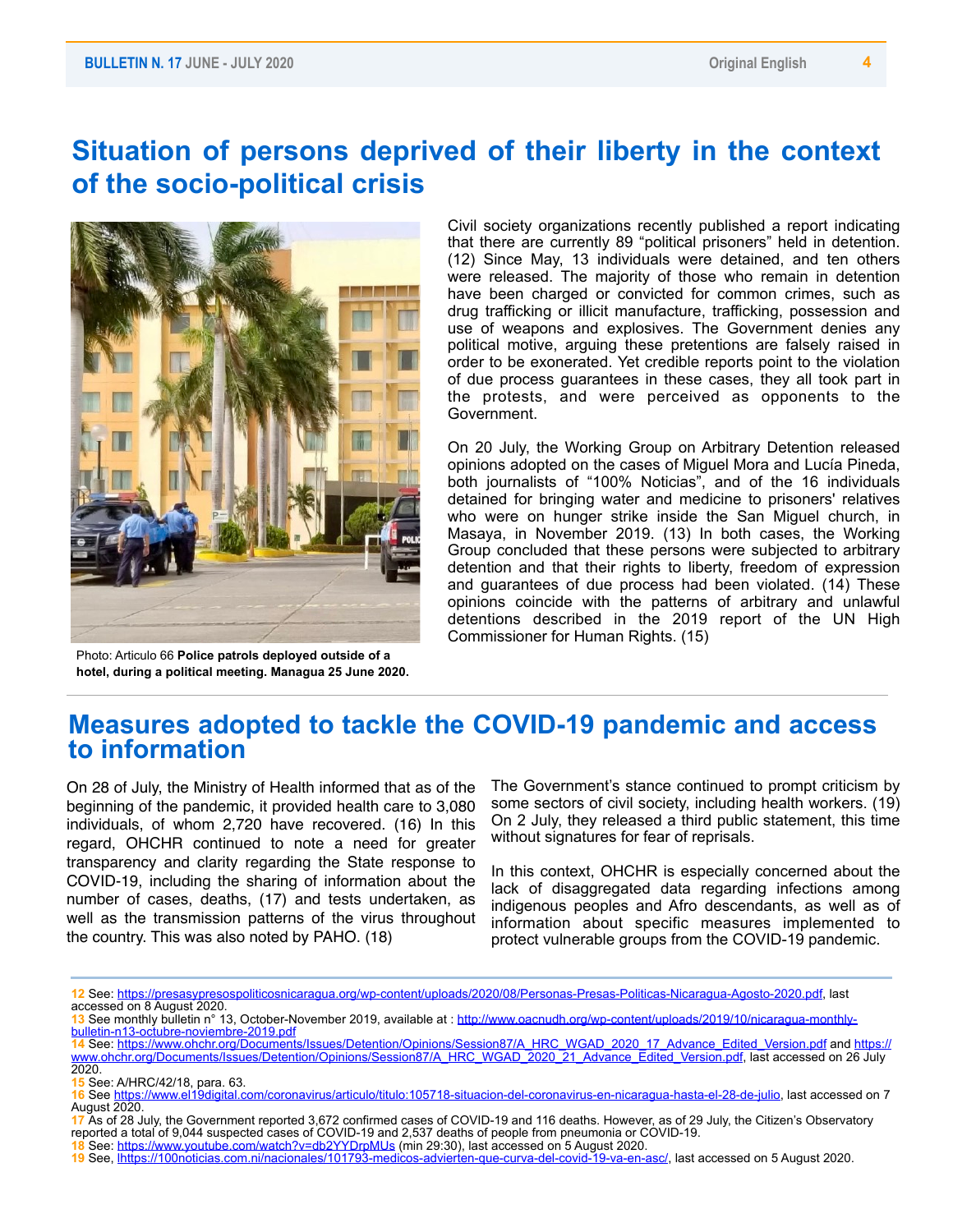# Situation of persons deprived of their liberty in the context of the socio-political crisis

Photo: Articulo 66 **Police patrols deployed outside of a hotel, during a political meeting. Managua 25 June 2020.**

Civil society organizations recently published a report indicating that there are currently 89 “political prisoners” held in detention. (12) Since May, 13 individuals were detained, and ten others were released. The majority of those who remain in detention have been charged or convicted for common crimes, such as drug trafficking or illicit manufacture, trafficking, possession and use of weapons and explosives. The Government denies any political motive, arguing these pretentions are falsely raised in order to be exonerated. Yet credible reports point to the violation of due process guarantees in these cases, they all took part in the protests, and were perceived as opponents to the Government.

On 20 July, the Working Group on Arbitrary Detention released opinions adopted on the cases of Miguel Mora and Lucía Pineda, both journalists of “100% Noticias”, and of the 16 individuals detained for bringing water and medicine to prisoners' relatives who were on hunger strike inside the San Miguel church, in Masaya, in November 2019. (13) In both cases, the Working Group concluded that these persons were subjected to arbitrary detention and that their rights to liberty, freedom of expression and guarantees of due process had been violated. (14) These opinions coincide with the patterns of arbitrary and unlawful detentions described in the 2019 report of the UN High Commissioner for Human Rights. (15)

# Measures adopted to tackle the COVID-19 pandemic and access to information

On 28 of July, the Ministry of Health informed that as of the beginning of the pandemic, it provided health care to 3,080 individuals, of whom 2,720 have recovered. (16) In this regard, OHCHR continued to note a need for greater transparency and clarity regarding the State response to COVID-19, including the sharing of information about the number of cases, deaths, (17) and tests undertaken, as well as the transmission patterns of the virus throughout the country. This was also noted by PAHO. (18)

The Government’s stance continued to prompt criticism by some sectors of civil society, including health workers. (19) On 2 July, they released a third public statement, this time without signatures for fear of reprisals.

In this context, OHCHR is especially concerned about the lack of disaggregated data regarding infections among indigenous peoples and Afro descendants, as well as of information about specific measures implemented to protect vulnerable groups from the COVID-19 pandemic.

---

12 See: https://presasypresospoliticosnicaragua.org/wp-content/uploads/2020/08/Personas-Presas-Politicas-Nicaragua-Agosto-2020.pdf, last accessed on 8 August 2020.

13 See monthly bulletin n° 13, October-November 2019, available at : http://www.oacnudh.org/wp-content/uploads/2019/10/nicaragua-monthly-bulletin-n13-octubre-noviembre-2019.pdf

14 See: https://www.ohchr.org/Documents/Issues/Detention/Opinions/Session87/A_HRC_WGAD_2020_17_Advance_Edited_Version.pdf and https://www.ohchr.org/Documents/Issues/Detention/Opinions/Session87/A_HRC_WGAD_2020_21_Advance_Edited_Version.pdf, last accessed on 26 July 2020.

15 See: A/HRC/42/18, para. 63.

16 See https://www.el19digital.com/coronavirus/articulo/titulo:105718-situacion-del-coronavirus-en-nicaragua-hasta-el-28-de-julio, last accessed on 7 August 2020.

17 As of 28 July, the Government reported 3,672 confirmed cases of COVID-19 and 116 deaths. However, as of 29 July, the Citizen’s Observatory reported a total of 9,044 suspected cases of COVID-19 and 2,537 deaths of people from pneumonia or COVID-19.

18 See: https://www.youtube.com/watch?v=db2YYDrpMUs (min 29:30), last accessed on 5 August 2020.

19 See, lhttps://100noticias.com.ni/nacionales/101793-medicos-advierten-que-curva-del-covid-19-va-en-asc/, last accessed on 5 August 2020.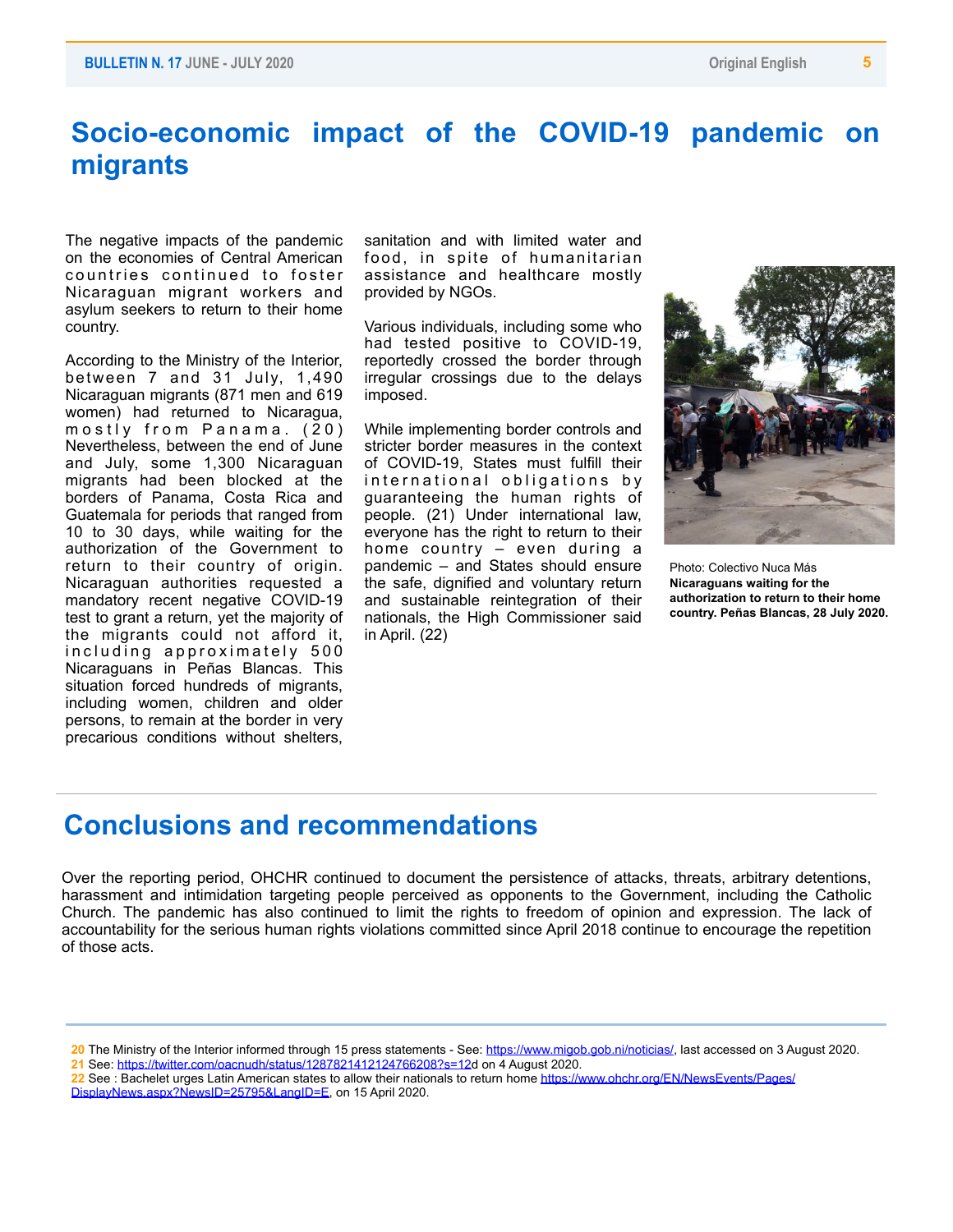# Socio-economic impact of the COVID-19 pandemic on migrants

The negative impacts of the pandemic on the economies of Central American countries continued to foster Nicaraguan migrant workers and asylum seekers to return to their home country.

According to the Ministry of the Interior, between 7 and 31 July, 1,490 Nicaraguan migrants (871 men and 619 women) had returned to Nicaragua, mostly from Panama. (20) Nevertheless, between the end of June and July, some 1,300 Nicaraguan migrants had been blocked at the borders of Panama, Costa Rica and Guatemala for periods that ranged from 10 to 30 days, while waiting for the authorization of the Government to return to their country of origin. Nicaraguan authorities requested a mandatory recent negative COVID-19 test to grant a return, yet the majority of the migrants could not afford it, including approximately 500 Nicaraguans in Peñas Blancas. This situation forced hundreds of migrants, including women, children and older persons, to remain at the border in very precarious conditions without shelters, sanitation and with limited water and food, in spite of humanitarian assistance and healthcare mostly provided by NGOs.

Various individuals, including some who had tested positive to COVID-19, reportedly crossed the border through irregular crossings due to the delays imposed.

While implementing border controls and stricter border measures in the context of COVID-19, States must fulfill their international obligations by guaranteeing the human rights of people. (21) Under international law, everyone has the right to return to their home country – even during a pandemic – and States should ensure the safe, dignified and voluntary return and sustainable reintegration of their nationals, the High Commissioner said in April. (22)

Photo: Colectivo Nuca Más
**Nicaraguans waiting for the authorization to return to their home country. Peñas Blancas, 28 July 2020.**

## Conclusions and recommendations

Over the reporting period, OHCHR continued to document the persistence of attacks, threats, arbitrary detentions, harassment and intimidation targeting people perceived as opponents to the Government, including the Catholic Church. The pandemic has also continued to limit the rights to freedom of opinion and expression. The lack of accountability for the serious human rights violations committed since April 2018 continue to encourage the repetition of those acts.

---

**20** The Ministry of the Interior informed through 15 press statements - See: https://www.migob.gob.ni/noticias/, last accessed on 3 August 2020.
**21** See: https://twitter.com/oacnudh/status/1287821412124766208?s=12d on 4 August 2020.
**22** See : Bachelet urges Latin American states to allow their nationals to return home https://www.ohchr.org/EN/NewsEvents/Pages/DisplayNews.aspx?NewsID=25795&LangID=E, on 15 April 2020.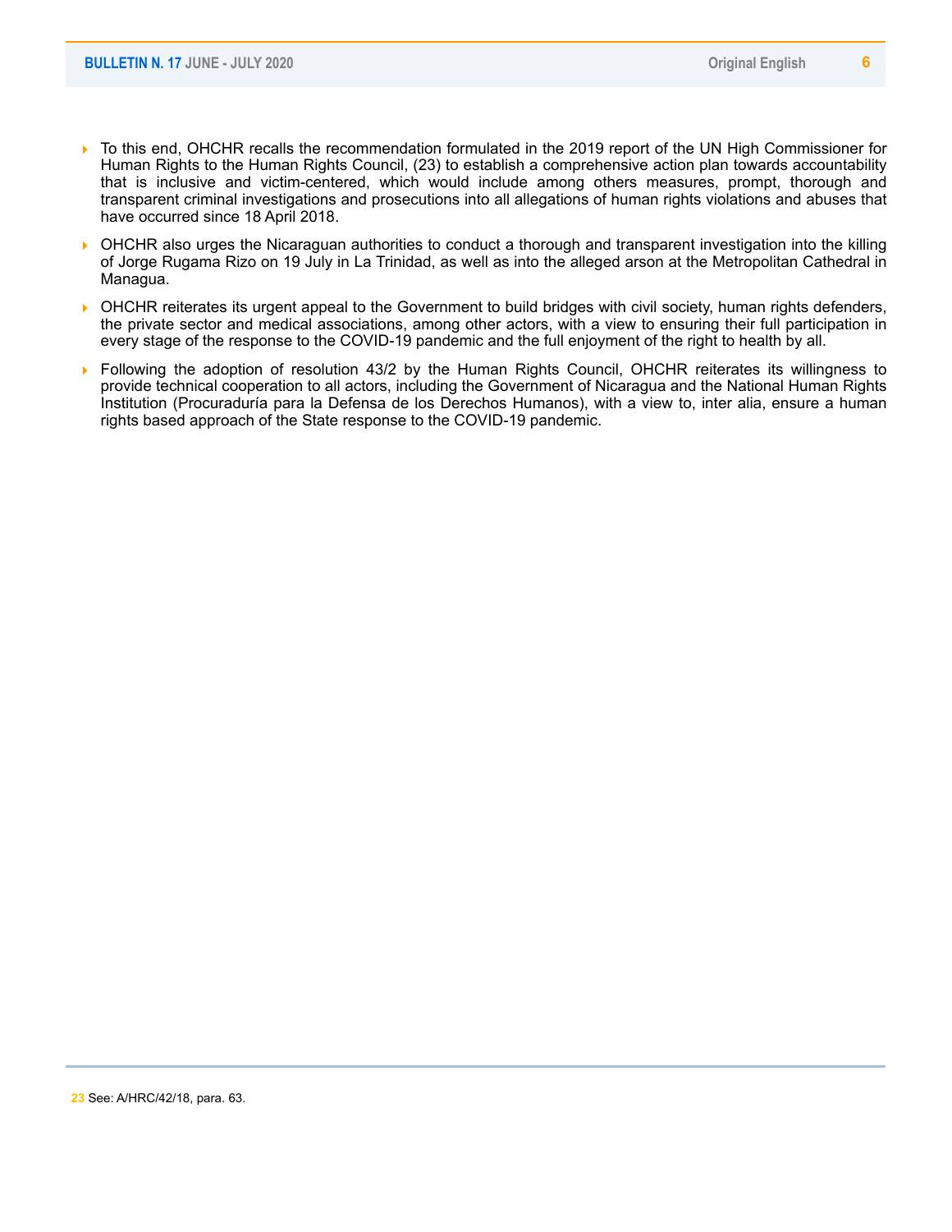- To this end, OHCHR recalls the recommendation formulated in the 2019 report of the UN High Commissioner for Human Rights to the Human Rights Council, (23) to establish a comprehensive action plan towards accountability that is inclusive and victim-centered, which would include among others measures, prompt, thorough and transparent criminal investigations and prosecutions into all allegations of human rights violations and abuses that have occurred since 18 April 2018.
- OHCHR also urges the Nicaraguan authorities to conduct a thorough and transparent investigation into the killing of Jorge Rugama Rizo on 19 July in La Trinidad, as well as into the alleged arson at the Metropolitan Cathedral in Managua.
- OHCHR reiterates its urgent appeal to the Government to build bridges with civil society, human rights defenders, the private sector and medical associations, among other actors, with a view to ensuring their full participation in every stage of the response to the COVID-19 pandemic and the full enjoyment of the right to health by all.
- Following the adoption of resolution 43/2 by the Human Rights Council, OHCHR reiterates its willingness to provide technical cooperation to all actors, including the Government of Nicaragua and the National Human Rights Institution (Procuraduría para la Defensa de los Derechos Humanos), with a view to, inter alia, ensure a human rights based approach of the State response to the COVID-19 pandemic.

---

23 See: A/HRC/42/18, para. 63.